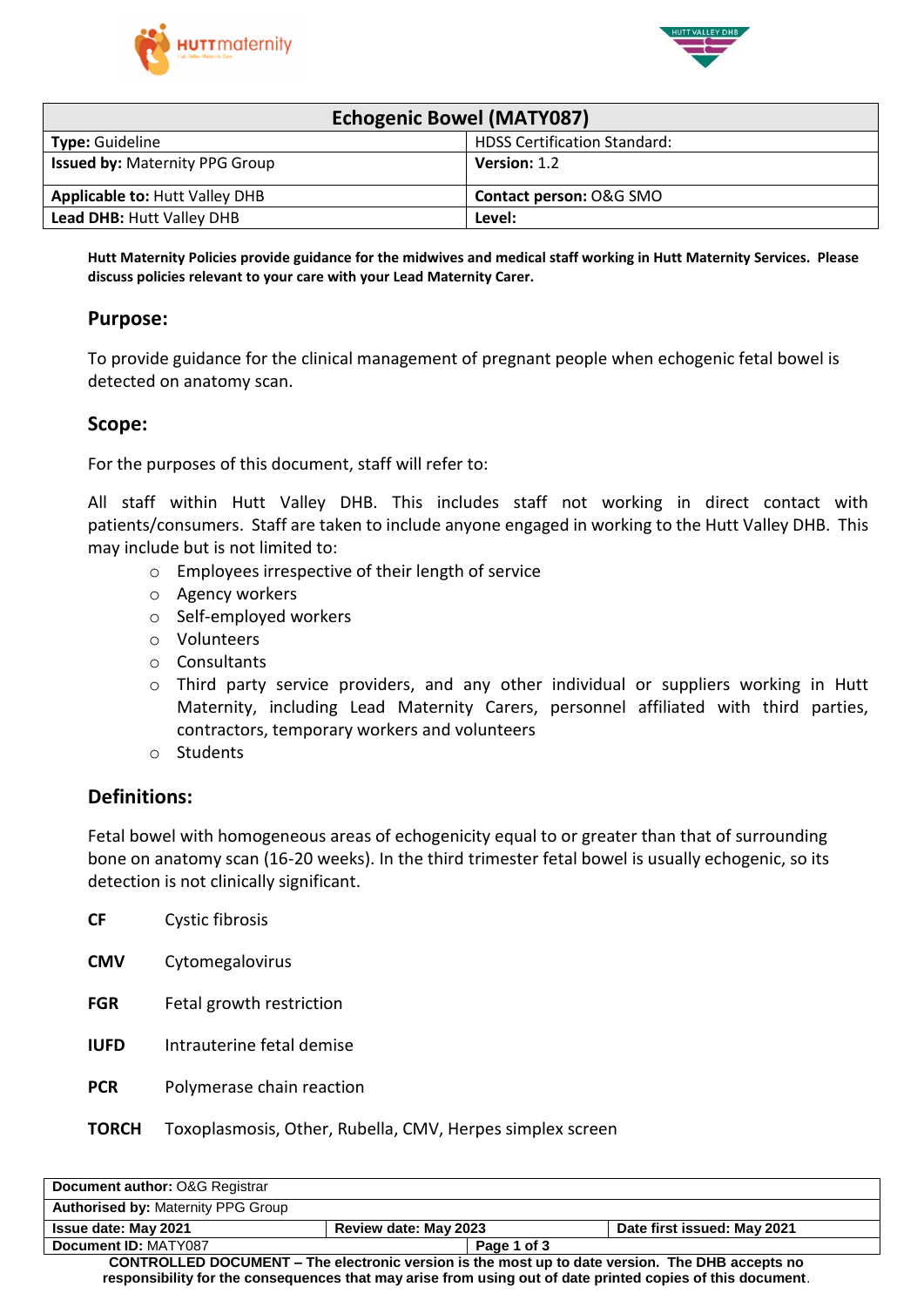| Echogenic Bowel (MATY087) | |
|---|---|
| **Type:** Guideline | HDSS Certification Standard: |
| **Issued by:** Maternity PPG Group | **Version:** 1.2 |
| **Applicable to:** Hutt Valley DHB | **Contact person:** O&G SMO |
| **Lead DHB:** Hutt Valley DHB | **Level:** |

**Hutt Maternity Policies provide guidance for the midwives and medical staff working in Hutt Maternity Services. Please discuss policies relevant to your care with your Lead Maternity Carer.**

## Purpose:

To provide guidance for the clinical management of pregnant people when echogenic fetal bowel is detected on anatomy scan.

## Scope:

For the purposes of this document, staff will refer to:

All staff within Hutt Valley DHB. This includes staff not working in direct contact with patients/consumers. Staff are taken to include anyone engaged in working to the Hutt Valley DHB. This may include but is not limited to:

- Employees irrespective of their length of service
- Agency workers
- Self-employed workers
- Volunteers
- Consultants
- Third party service providers, and any other individual or suppliers working in Hutt Maternity, including Lead Maternity Carers, personnel affiliated with third parties, contractors, temporary workers and volunteers
- Students

## Definitions:

Fetal bowel with homogeneous areas of echogenicity equal to or greater than that of surrounding bone on anatomy scan (16-20 weeks). In the third trimester fetal bowel is usually echogenic, so its detection is not clinically significant.

**CF** Cystic fibrosis

**CMV** Cytomegalovirus

**FGR** Fetal growth restriction

**IUFD** Intrauterine fetal demise

**PCR** Polymerase chain reaction

**TORCH** Toxoplasmosis, Other, Rubella, CMV, Herpes simplex screen

| **Document author:** O&G Registrar | | |
|---|---|---|
| **Authorised by:** Maternity PPG Group | | |
| **Issue date: May 2021** | **Review date: May 2023** | **Date first issued: May 2021** |
| **Document ID:** MATY087 | | |

**CONTROLLED DOCUMENT – The electronic version is the most up to date version. The DHB accepts no responsibility for the consequences that may arise from using out of date printed copies of this document**.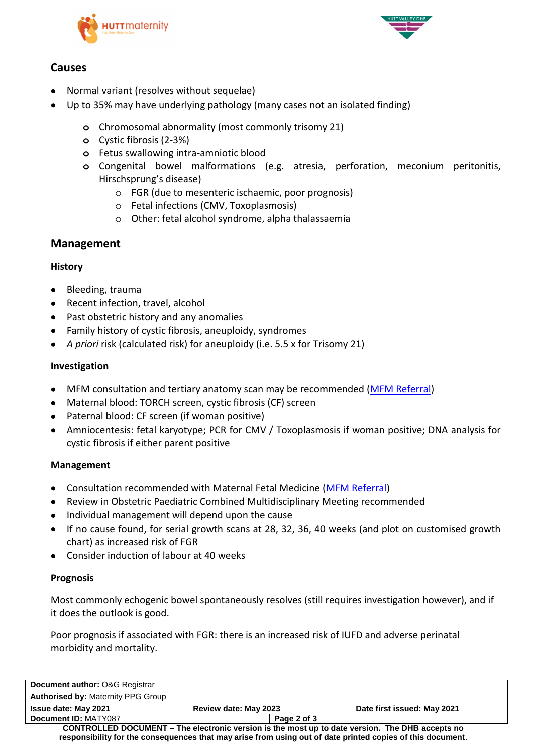## Causes

- Normal variant (resolves without sequelae)
- Up to 35% may have underlying pathology (many cases not an isolated finding)
    - Chromosomal abnormality (most commonly trisomy 21)
    - Cystic fibrosis (2-3%)
    - Fetus swallowing intra-amniotic blood
    - Congenital bowel malformations (e.g. atresia, perforation, meconium peritonitis, Hirschsprung's disease)
        - FGR (due to mesenteric ischaemic, poor prognosis)
        - Fetal infections (CMV, Toxoplasmosis)
        - Other: fetal alcohol syndrome, alpha thalassaemia

## Management

### History

- Bleeding, trauma
- Recent infection, travel, alcohol
- Past obstetric history and any anomalies
- Family history of cystic fibrosis, aneuploidy, syndromes
- *A priori* risk (calculated risk) for aneuploidy (i.e. 5.5 x for Trisomy 21)

### Investigation

- MFM consultation and tertiary anatomy scan may be recommended (MFM Referral)
- Maternal blood: TORCH screen, cystic fibrosis (CF) screen
- Paternal blood: CF screen (if woman positive)
- Amniocentesis: fetal karyotype; PCR for CMV / Toxoplasmosis if woman positive; DNA analysis for cystic fibrosis if either parent positive

### Management

- Consultation recommended with Maternal Fetal Medicine (MFM Referral)
- Review in Obstetric Paediatric Combined Multidisciplinary Meeting recommended
- Individual management will depend upon the cause
- If no cause found, for serial growth scans at 28, 32, 36, 40 weeks (and plot on customised growth chart) as increased risk of FGR
- Consider induction of labour at 40 weeks

### Prognosis

Most commonly echogenic bowel spontaneously resolves (still requires investigation however), and if it does the outlook is good.

Poor prognosis if associated with FGR: there is an increased risk of IUFD and adverse perinatal morbidity and mortality.

| **Document author:** O&G Registrar | | |
|---|---|---|
| **Authorised by:** Maternity PPG Group | | |
| **Issue date: May 2021** | **Review date: May 2023** | **Date first issued: May 2021** |
| **Document ID:** MATY087 | | |

**CONTROLLED DOCUMENT – The electronic version is the most up to date version. The DHB accepts no responsibility for the consequences that may arise from using out of date printed copies of this document.**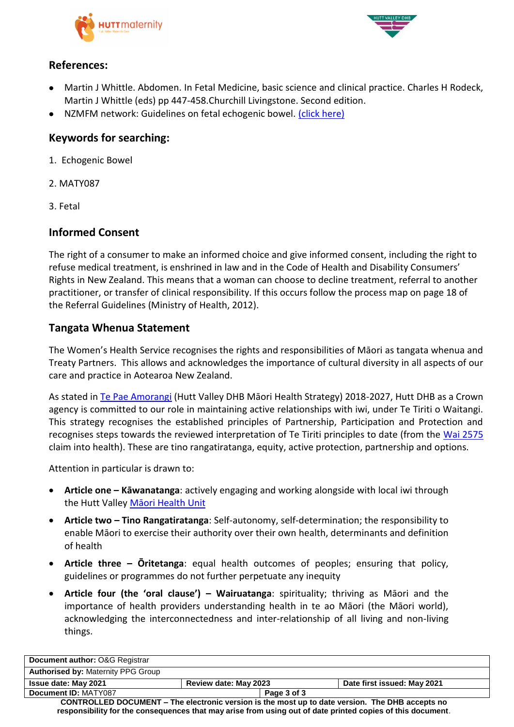## References:

- Martin J Whittle. Abdomen. In Fetal Medicine, basic science and clinical practice. Charles H Rodeck, Martin J Whittle (eds) pp 447-458.Churchill Livingstone. Second edition.
- NZMFM network: Guidelines on fetal echogenic bowel. (click here)

## Keywords for searching:

1. Echogenic Bowel
2. MATY087
3. Fetal

## Informed Consent

The right of a consumer to make an informed choice and give informed consent, including the right to refuse medical treatment, is enshrined in law and in the Code of Health and Disability Consumers' Rights in New Zealand. This means that a woman can choose to decline treatment, referral to another practitioner, or transfer of clinical responsibility. If this occurs follow the process map on page 18 of the Referral Guidelines (Ministry of Health, 2012).

## Tangata Whenua Statement

The Women's Health Service recognises the rights and responsibilities of Māori as tangata whenua and Treaty Partners. This allows and acknowledges the importance of cultural diversity in all aspects of our care and practice in Aotearoa New Zealand.

As stated in Te Pae Amorangi (Hutt Valley DHB Māori Health Strategy) 2018-2027, Hutt DHB as a Crown agency is committed to our role in maintaining active relationships with iwi, under Te Tiriti o Waitangi. This strategy recognises the established principles of Partnership, Participation and Protection and recognises steps towards the reviewed interpretation of Te Tiriti principles to date (from the Wai 2575 claim into health). These are tino rangatiratanga, equity, active protection, partnership and options.

Attention in particular is drawn to:

- **Article one – Kāwanatanga**: actively engaging and working alongside with local iwi through the Hutt Valley Māori Health Unit
- **Article two – Tino Rangatiratanga**: Self-autonomy, self-determination; the responsibility to enable Māori to exercise their authority over their own health, determinants and definition of health
- **Article three – Ōritetanga**: equal health outcomes of peoples; ensuring that policy, guidelines or programmes do not further perpetuate any inequity
- **Article four (the 'oral clause') – Wairuatanga**: spirituality; thriving as Māori and the importance of health providers understanding health in te ao Māori (the Māori world), acknowledging the interconnectedness and inter-relationship of all living and non-living things.